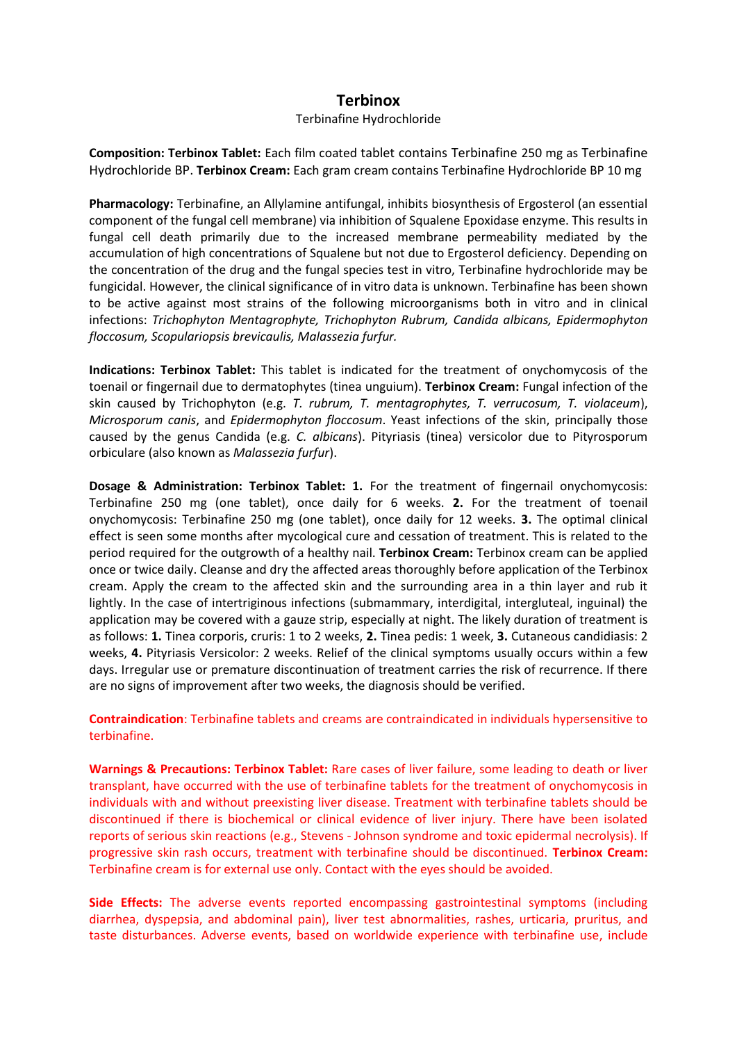# Terbinox

Terbinafine Hydrochloride

**Composition: Terbinox Tablet:** Each film coated tablet contains Terbinafine 250 mg as Terbinafine Hydrochloride BP. **Terbinox Cream:** Each gram cream contains Terbinafine Hydrochloride BP 10 mg

**Pharmacology:** Terbinafine, an Allylamine antifungal, inhibits biosynthesis of Ergosterol (an essential component of the fungal cell membrane) via inhibition of Squalene Epoxidase enzyme. This results in fungal cell death primarily due to the increased membrane permeability mediated by the accumulation of high concentrations of Squalene but not due to Ergosterol deficiency. Depending on the concentration of the drug and the fungal species test in vitro, Terbinafine hydrochloride may be fungicidal. However, the clinical significance of in vitro data is unknown. Terbinafine has been shown to be active against most strains of the following microorganisms both in vitro and in clinical infections: *Trichophyton Mentagrophyte, Trichophyton Rubrum, Candida albicans, Epidermophyton floccosum, Scopulariopsis brevicaulis, Malassezia furfur.*

**Indications: Terbinox Tablet:** This tablet is indicated for the treatment of onychomycosis of the toenail or fingernail due to dermatophytes (tinea unguium). **Terbinox Cream:** Fungal infection of the skin caused by Trichophyton (e.g. *T. rubrum, T. mentagrophytes, T. verrucosum, T. violaceum*), *Microsporum canis*, and *Epidermophyton floccosum*. Yeast infections of the skin, principally those caused by the genus Candida (e.g. *C. albicans*). Pityriasis (tinea) versicolor due to Pityrosporum orbiculare (also known as *Malassezia furfur*).

**Dosage & Administration: Terbinox Tablet: 1.** For the treatment of fingernail onychomycosis: Terbinafine 250 mg (one tablet), once daily for 6 weeks. **2.** For the treatment of toenail onychomycosis: Terbinafine 250 mg (one tablet), once daily for 12 weeks. **3.** The optimal clinical effect is seen some months after mycological cure and cessation of treatment. This is related to the period required for the outgrowth of a healthy nail. **Terbinox Cream:** Terbinox cream can be applied once or twice daily. Cleanse and dry the affected areas thoroughly before application of the Terbinox cream. Apply the cream to the affected skin and the surrounding area in a thin layer and rub it lightly. In the case of intertriginous infections (submammary, interdigital, intergluteal, inguinal) the application may be covered with a gauze strip, especially at night. The likely duration of treatment is as follows: **1.** Tinea corporis, cruris: 1 to 2 weeks, **2.** Tinea pedis: 1 week, **3.** Cutaneous candidiasis: 2 weeks, **4.** Pityriasis Versicolor: 2 weeks. Relief of the clinical symptoms usually occurs within a few days. Irregular use or premature discontinuation of treatment carries the risk of recurrence. If there are no signs of improvement after two weeks, the diagnosis should be verified.

**Contraindication**: Terbinafine tablets and creams are contraindicated in individuals hypersensitive to terbinafine.

**Warnings & Precautions: Terbinox Tablet:** Rare cases of liver failure, some leading to death or liver transplant, have occurred with the use of terbinafine tablets for the treatment of onychomycosis in individuals with and without preexisting liver disease. Treatment with terbinafine tablets should be discontinued if there is biochemical or clinical evidence of liver injury. There have been isolated reports of serious skin reactions (e.g., Stevens - Johnson syndrome and toxic epidermal necrolysis). If progressive skin rash occurs, treatment with terbinafine should be discontinued. **Terbinox Cream:** Terbinafine cream is for external use only. Contact with the eyes should be avoided.

**Side Effects:** The adverse events reported encompassing gastrointestinal symptoms (including diarrhea, dyspepsia, and abdominal pain), liver test abnormalities, rashes, urticaria, pruritus, and taste disturbances. Adverse events, based on worldwide experience with terbinafine use, include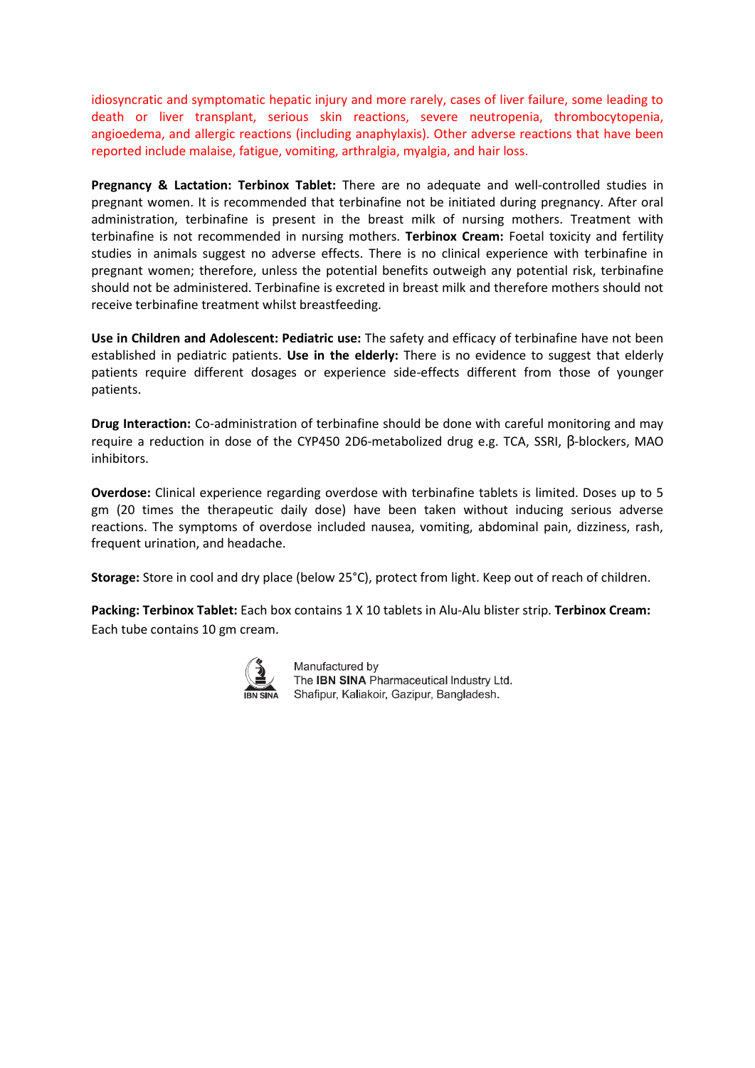idiosyncratic and symptomatic hepatic injury and more rarely, cases of liver failure, some leading to death or liver transplant, serious skin reactions, severe neutropenia, thrombocytopenia, angioedema, and allergic reactions (including anaphylaxis). Other adverse reactions that have been reported include malaise, fatigue, vomiting, arthralgia, myalgia, and hair loss.

**Pregnancy & Lactation: Terbinox Tablet:** There are no adequate and well-controlled studies in pregnant women. It is recommended that terbinafine not be initiated during pregnancy. After oral administration, terbinafine is present in the breast milk of nursing mothers. Treatment with terbinafine is not recommended in nursing mothers. **Terbinox Cream:** Foetal toxicity and fertility studies in animals suggest no adverse effects. There is no clinical experience with terbinafine in pregnant women; therefore, unless the potential benefits outweigh any potential risk, terbinafine should not be administered. Terbinafine is excreted in breast milk and therefore mothers should not receive terbinafine treatment whilst breastfeeding.

**Use in Children and Adolescent: Pediatric use:** The safety and efficacy of terbinafine have not been established in pediatric patients. **Use in the elderly:** There is no evidence to suggest that elderly patients require different dosages or experience side-effects different from those of younger patients.

**Drug Interaction:** Co-administration of terbinafine should be done with careful monitoring and may require a reduction in dose of the CYP450 2D6-metabolized drug e.g. TCA, SSRI, β-blockers, MAO inhibitors.

**Overdose:** Clinical experience regarding overdose with terbinafine tablets is limited. Doses up to 5 gm (20 times the therapeutic daily dose) have been taken without inducing serious adverse reactions. The symptoms of overdose included nausea, vomiting, abdominal pain, dizziness, rash, frequent urination, and headache.

**Storage:** Store in cool and dry place (below 25°C), protect from light. Keep out of reach of children.

**Packing: Terbinox Tablet:** Each box contains 1 X 10 tablets in Alu-Alu blister strip. **Terbinox Cream:** Each tube contains 10 gm cream.

IBN SINA

Manufactured by
The **IBN SINA** Pharmaceutical Industry Ltd.
Shafipur, Kaliakoir, Gazipur, Bangladesh.